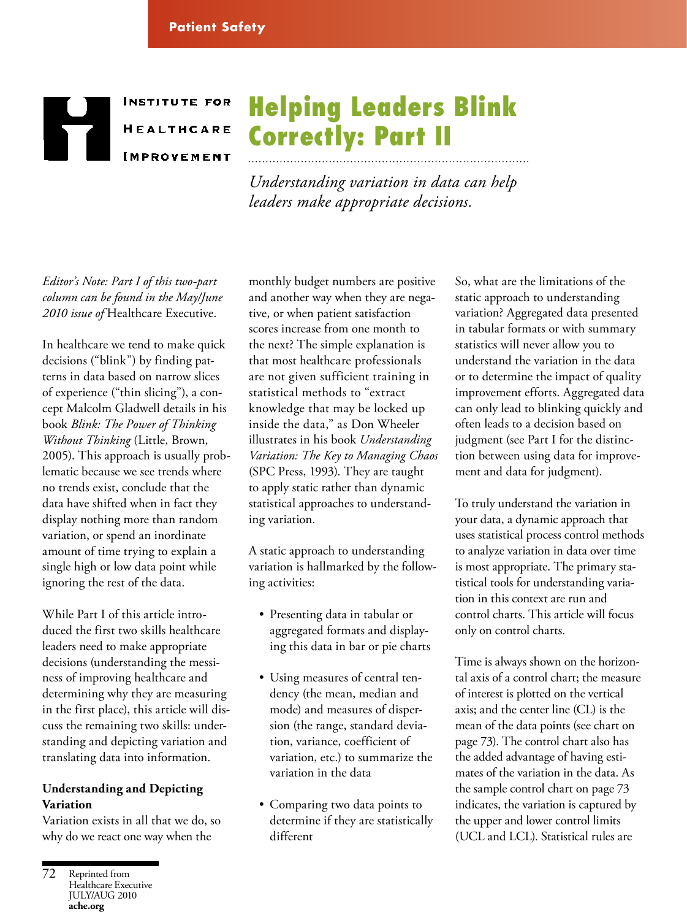Patient Safety

INSTITUTE FOR HEALTHCARE IMPROVEMENT

# Helping Leaders Blink Correctly: Part II

*Understanding variation in data can help leaders make appropriate decisions.*

*Editor's Note: Part I of this two-part column can be found in the May/June 2010 issue of* Healthcare Executive.

In healthcare we tend to make quick decisions ("blink") by finding patterns in data based on narrow slices of experience ("thin slicing"), a concept Malcolm Gladwell details in his book *Blink: The Power of Thinking Without Thinking* (Little, Brown, 2005). This approach is usually problematic because we see trends where no trends exist, conclude that the data have shifted when in fact they display nothing more than random variation, or spend an inordinate amount of time trying to explain a single high or low data point while ignoring the rest of the data.

While Part I of this article introduced the first two skills healthcare leaders need to make appropriate decisions (understanding the messiness of improving healthcare and determining why they are measuring in the first place), this article will discuss the remaining two skills: understanding and depicting variation and translating data into information.

### Understanding and Depicting Variation

Variation exists in all that we do, so why do we react one way when the monthly budget numbers are positive and another way when they are negative, or when patient satisfaction scores increase from one month to the next? The simple explanation is that most healthcare professionals are not given sufficient training in statistical methods to "extract knowledge that may be locked up inside the data," as Don Wheeler illustrates in his book *Understanding Variation: The Key to Managing Chaos* (SPC Press, 1993). They are taught to apply static rather than dynamic statistical approaches to understanding variation.

A static approach to understanding variation is hallmarked by the following activities:

- Presenting data in tabular or aggregated formats and displaying this data in bar or pie charts
- Using measures of central tendency (the mean, median and mode) and measures of dispersion (the range, standard deviation, variance, coefficient of variation, etc.) to summarize the variation in the data
- Comparing two data points to determine if they are statistically different

So, what are the limitations of the static approach to understanding variation? Aggregated data presented in tabular formats or with summary statistics will never allow you to understand the variation in the data or to determine the impact of quality improvement efforts. Aggregated data can only lead to blinking quickly and often leads to a decision based on judgment (see Part I for the distinction between using data for improvement and data for judgment).

To truly understand the variation in your data, a dynamic approach that uses statistical process control methods to analyze variation in data over time is most appropriate. The primary statistical tools for understanding variation in this context are run and control charts. This article will focus only on control charts.

Time is always shown on the horizontal axis of a control chart; the measure of interest is plotted on the vertical axis; and the center line (CL) is the mean of the data points (see chart on page 73). The control chart also has the added advantage of having estimates of the variation in the data. As the sample control chart on page 73 indicates, the variation is captured by the upper and lower control limits (UCL and LCL). Statistical rules are

Reprinted from Healthcare Executive JULY/AUG 2010 **ache.org**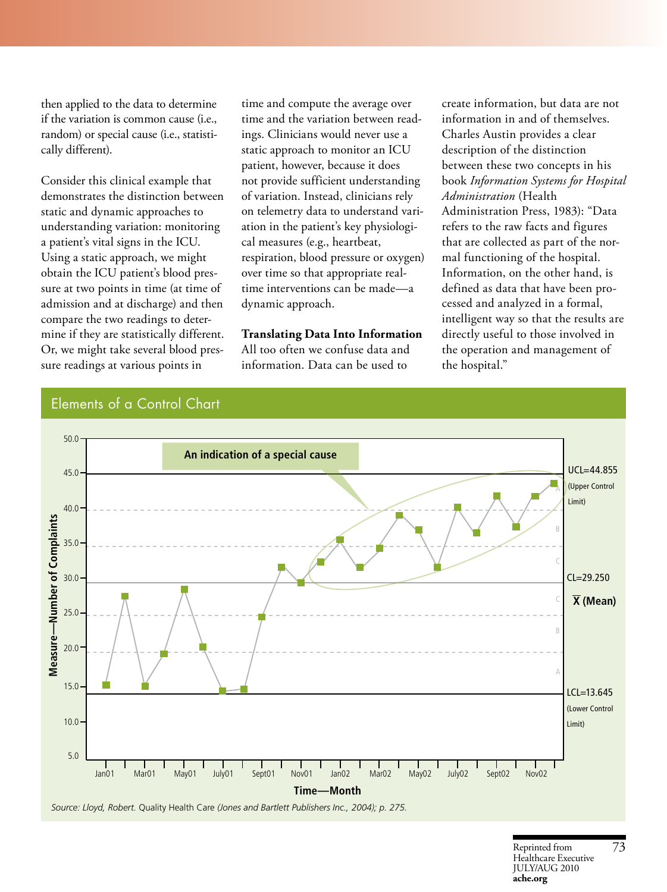then applied to the data to determine if the variation is common cause (i.e., random) or special cause (i.e., statistically different).

Consider this clinical example that demonstrates the distinction between static and dynamic approaches to understanding variation: monitoring a patient's vital signs in the ICU. Using a static approach, we might obtain the ICU patient's blood pressure at two points in time (at time of admission and at discharge) and then compare the two readings to determine if they are statistically different. Or, we might take several blood pressure readings at various points in time and compute the average over time and the variation between readings. Clinicians would never use a static approach to monitor an ICU patient, however, because it does not provide sufficient understanding of variation. Instead, clinicians rely on telemetry data to understand variation in the patient's key physiological measures (e.g., heartbeat, respiration, blood pressure or oxygen) over time so that appropriate real-time interventions can be made—a dynamic approach.

**Translating Data Into Information**

All too often we confuse data and information. Data can be used to create information, but data are not information in and of themselves. Charles Austin provides a clear description of the distinction between these two concepts in his book *Information Systems for Hospital Administration* (Health Administration Press, 1983): "Data refers to the raw facts and figures that are collected as part of the normal functioning of the hospital. Information, on the other hand, is defined as data that have been processed and analyzed in a formal, intelligent way so that the results are directly useful to those involved in the operation and management of the hospital."

## Elements of a Control Chart

Source: Lloyd, Robert. Quality Health Care (Jones and Bartlett Publishers Inc., 2004); p. 275.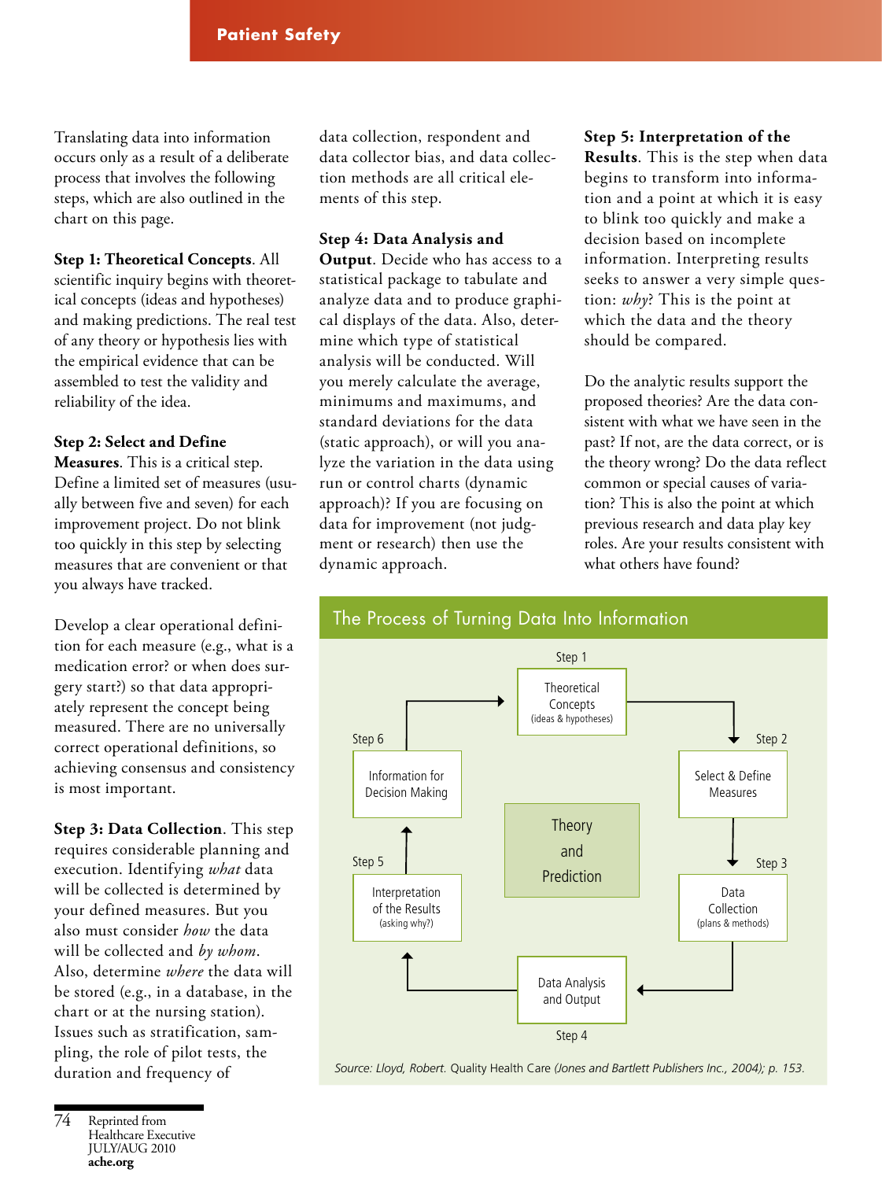Translating data into information occurs only as a result of a deliberate process that involves the following steps, which are also outlined in the chart on this page.

**Step 1: Theoretical Concepts**. All scientific inquiry begins with theoretical concepts (ideas and hypotheses) and making predictions. The real test of any theory or hypothesis lies with the empirical evidence that can be assembled to test the validity and reliability of the idea.

**Step 2: Select and Define Measures**. This is a critical step. Define a limited set of measures (usually between five and seven) for each improvement project. Do not blink too quickly in this step by selecting measures that are convenient or that you always have tracked.

Develop a clear operational definition for each measure (e.g., what is a medication error? or when does surgery start?) so that data appropriately represent the concept being measured. There are no universally correct operational definitions, so achieving consensus and consistency is most important.

**Step 3: Data Collection**. This step requires considerable planning and execution. Identifying *what* data will be collected is determined by your defined measures. But you also must consider *how* the data will be collected and *by whom*. Also, determine *where* the data will be stored (e.g., in a database, in the chart or at the nursing station). Issues such as stratification, sampling, the role of pilot tests, the duration and frequency of data collection, respondent and data collector bias, and data collection methods are all critical elements of this step.

**Step 4: Data Analysis and Output**. Decide who has access to a statistical package to tabulate and analyze data and to produce graphical displays of the data. Also, determine which type of statistical analysis will be conducted. Will you merely calculate the average, minimums and maximums, and standard deviations for the data (static approach), or will you analyze the variation in the data using run or control charts (dynamic approach)? If you are focusing on data for improvement (not judgment or research) then use the dynamic approach.

**Step 5: Interpretation of the Results**. This is the step when data begins to transform into information and a point at which it is easy to blink too quickly and make a decision based on incomplete information. Interpreting results seeks to answer a very simple question: *why*? This is the point at which the data and the theory should be compared.

Do the analytic results support the proposed theories? Are the data consistent with what we have seen in the past? If not, are the data correct, or is the theory wrong? Do the data reflect common or special causes of variation? This is also the point at which previous research and data play key roles. Are your results consistent with what others have found?

## The Process of Turning Data Into Information

- Step 1: Theoretical Concepts (ideas & hypotheses) →
- Step 2: Select & Define Measures →
- Step 3: Data Collection (plans & methods) →
- Step 4: Data Analysis and Output →
- Step 5: Interpretation of the Results (asking why?) →
- Step 6: Information for Decision Making → (back to Step 1)

Center: Theory and Prediction

*Source: Lloyd, Robert.* Quality Health Care *(Jones and Bartlett Publishers Inc., 2004); p. 153.*

Reprinted from Healthcare Executive JULY/AUG 2010 **ache.org**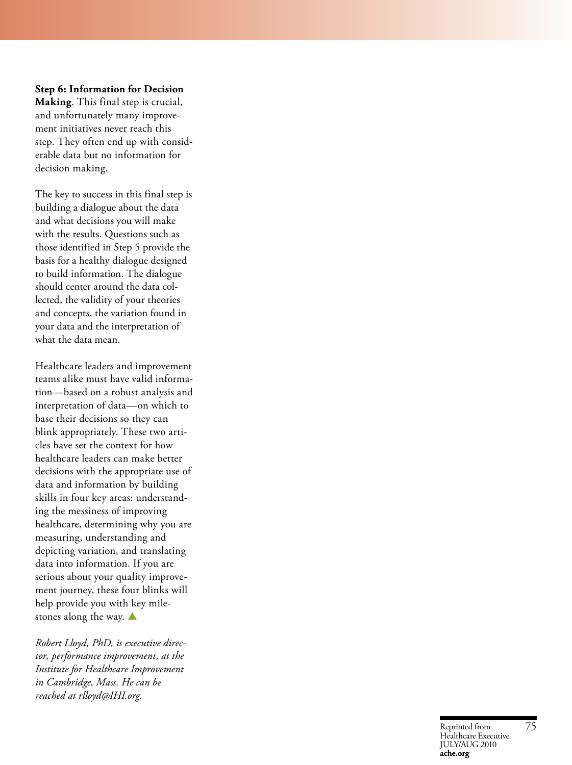**Step 6: Information for Decision Making**. This final step is crucial, and unfortunately many improvement initiatives never reach this step. They often end up with considerable data but no information for decision making.

The key to success in this final step is building a dialogue about the data and what decisions you will make with the results. Questions such as those identified in Step 5 provide the basis for a healthy dialogue designed to build information. The dialogue should center around the data collected, the validity of your theories and concepts, the variation found in your data and the interpretation of what the data mean.

Healthcare leaders and improvement teams alike must have valid information—based on a robust analysis and interpretation of data—on which to base their decisions so they can blink appropriately. These two articles have set the context for how healthcare leaders can make better decisions with the appropriate use of data and information by building skills in four key areas: understanding the messiness of improving healthcare, determining why you are measuring, understanding and depicting variation, and translating data into information. If you are serious about your quality improvement journey, these four blinks will help provide you with key milestones along the way. ▲

*Robert Lloyd, PhD, is executive director, performance improvement, at the Institute for Healthcare Improvement in Cambridge, Mass. He can be reached at rlloyd@IHI.org.*